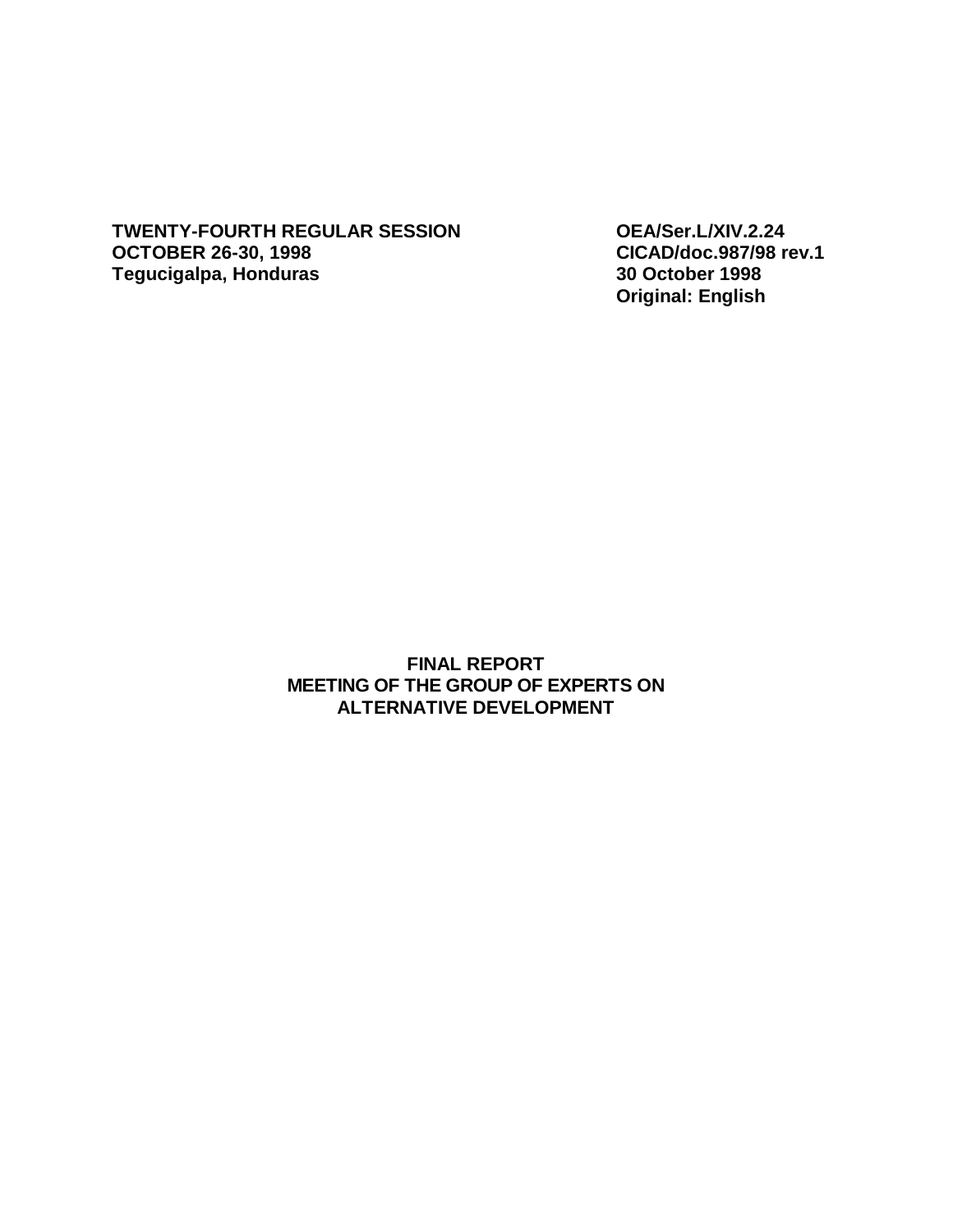**TWENTY-FOURTH REGULAR SESSION**
**OCTOBER 26-30, 1998**
**Tegucigalpa, Honduras**

**OEA/Ser.L/XIV.2.24**
**CICAD/doc.987/98 rev.1**
**30 October 1998**
**Original: English**

# FINAL REPORT
# MEETING OF THE GROUP OF EXPERTS ON ALTERNATIVE DEVELOPMENT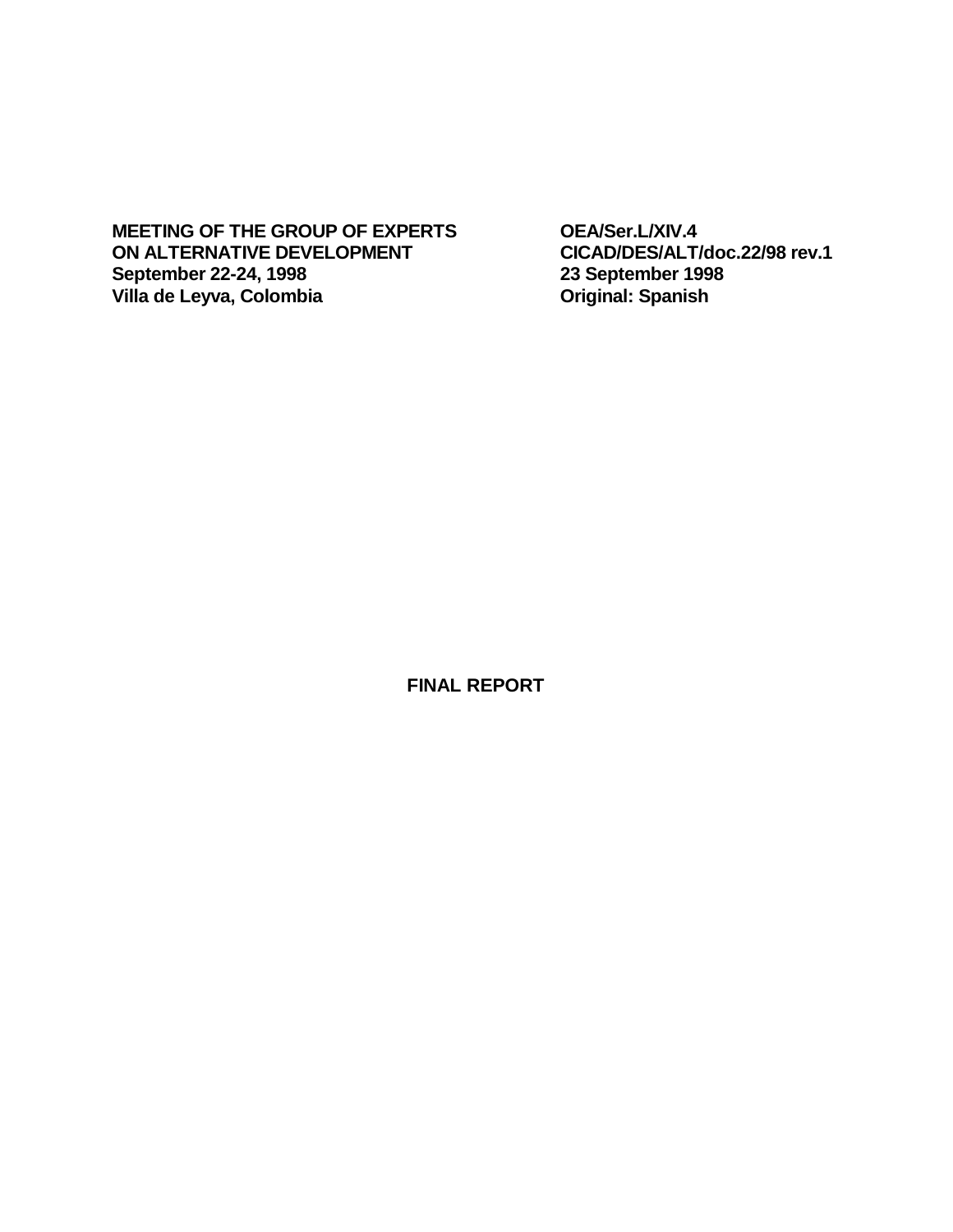**MEETING OF THE GROUP OF EXPERTS ON ALTERNATIVE DEVELOPMENT**
**September 22-24, 1998**
**Villa de Leyva, Colombia**

**OEA/Ser.L/XIV.4**
**CICAD/DES/ALT/doc.22/98 rev.1**
**23 September 1998**
**Original: Spanish**

# FINAL REPORT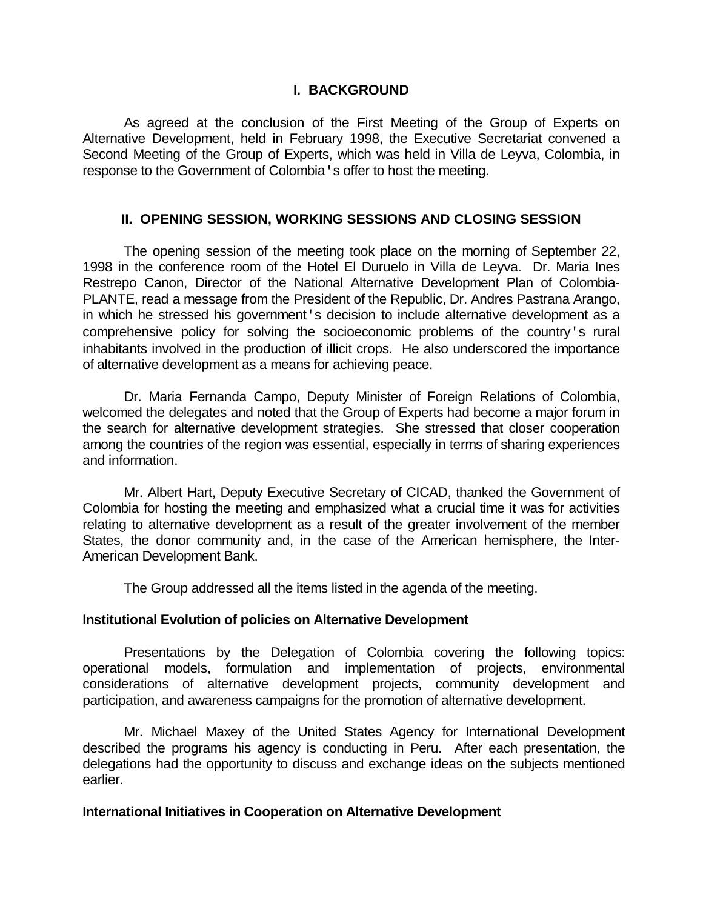## I. BACKGROUND

As agreed at the conclusion of the First Meeting of the Group of Experts on Alternative Development, held in February 1998, the Executive Secretariat convened a Second Meeting of the Group of Experts, which was held in Villa de Leyva, Colombia, in response to the Government of Colombia's offer to host the meeting.

## II. OPENING SESSION, WORKING SESSIONS AND CLOSING SESSION

The opening session of the meeting took place on the morning of September 22, 1998 in the conference room of the Hotel El Duruelo in Villa de Leyva. Dr. Maria Ines Restrepo Canon, Director of the National Alternative Development Plan of Colombia-PLANTE, read a message from the President of the Republic, Dr. Andres Pastrana Arango, in which he stressed his government's decision to include alternative development as a comprehensive policy for solving the socioeconomic problems of the country's rural inhabitants involved in the production of illicit crops. He also underscored the importance of alternative development as a means for achieving peace.

Dr. Maria Fernanda Campo, Deputy Minister of Foreign Relations of Colombia, welcomed the delegates and noted that the Group of Experts had become a major forum in the search for alternative development strategies. She stressed that closer cooperation among the countries of the region was essential, especially in terms of sharing experiences and information.

Mr. Albert Hart, Deputy Executive Secretary of CICAD, thanked the Government of Colombia for hosting the meeting and emphasized what a crucial time it was for activities relating to alternative development as a result of the greater involvement of the member States, the donor community and, in the case of the American hemisphere, the Inter-American Development Bank.

The Group addressed all the items listed in the agenda of the meeting.

**Institutional Evolution of policies on Alternative Development**

Presentations by the Delegation of Colombia covering the following topics: operational models, formulation and implementation of projects, environmental considerations of alternative development projects, community development and participation, and awareness campaigns for the promotion of alternative development.

Mr. Michael Maxey of the United States Agency for International Development described the programs his agency is conducting in Peru. After each presentation, the delegations had the opportunity to discuss and exchange ideas on the subjects mentioned earlier.

**International Initiatives in Cooperation on Alternative Development**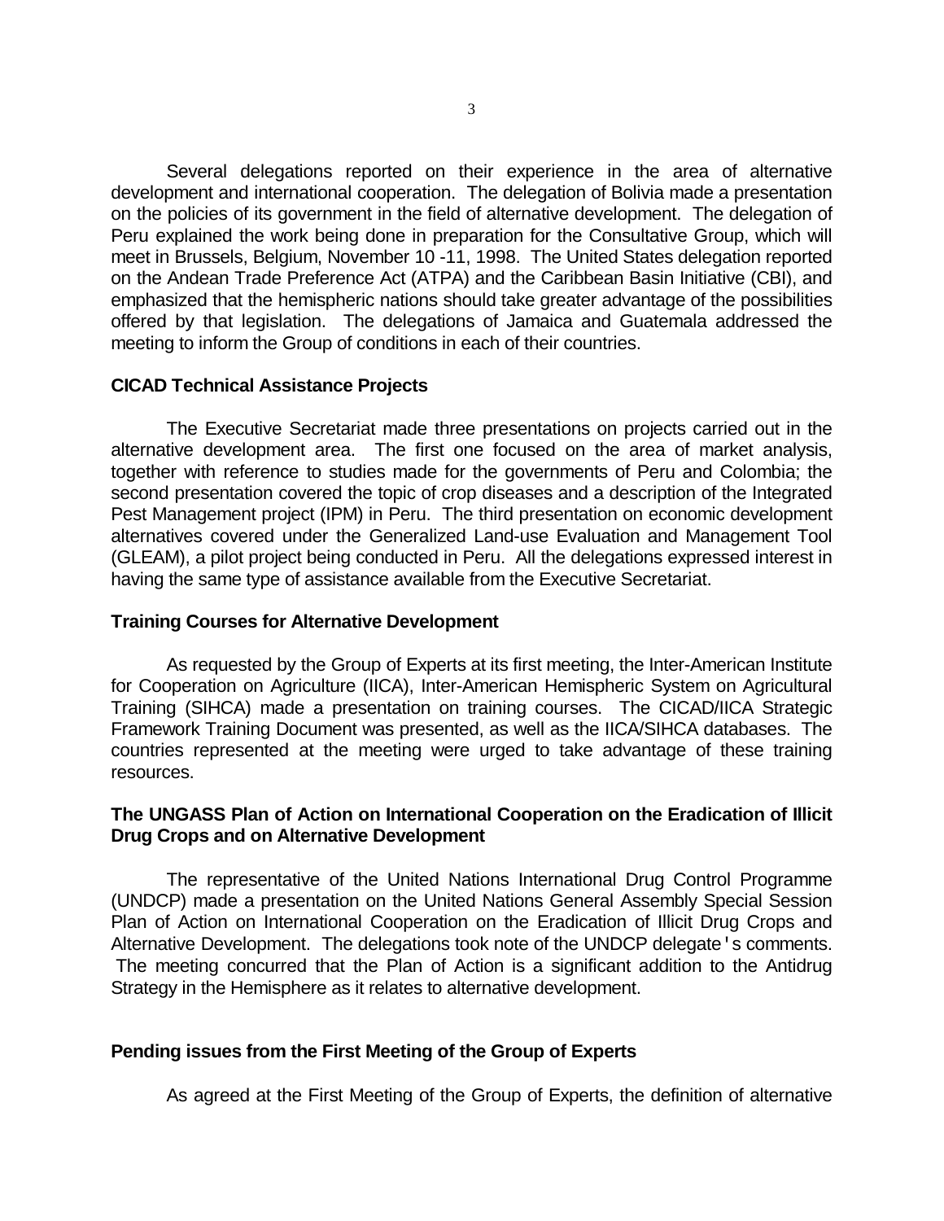Several delegations reported on their experience in the area of alternative development and international cooperation. The delegation of Bolivia made a presentation on the policies of its government in the field of alternative development. The delegation of Peru explained the work being done in preparation for the Consultative Group, which will meet in Brussels, Belgium, November 10 -11, 1998. The United States delegation reported on the Andean Trade Preference Act (ATPA) and the Caribbean Basin Initiative (CBI), and emphasized that the hemispheric nations should take greater advantage of the possibilities offered by that legislation. The delegations of Jamaica and Guatemala addressed the meeting to inform the Group of conditions in each of their countries.

**CICAD Technical Assistance Projects**

The Executive Secretariat made three presentations on projects carried out in the alternative development area. The first one focused on the area of market analysis, together with reference to studies made for the governments of Peru and Colombia; the second presentation covered the topic of crop diseases and a description of the Integrated Pest Management project (IPM) in Peru. The third presentation on economic development alternatives covered under the Generalized Land-use Evaluation and Management Tool (GLEAM), a pilot project being conducted in Peru. All the delegations expressed interest in having the same type of assistance available from the Executive Secretariat.

**Training Courses for Alternative Development**

As requested by the Group of Experts at its first meeting, the Inter-American Institute for Cooperation on Agriculture (IICA), Inter-American Hemispheric System on Agricultural Training (SIHCA) made a presentation on training courses. The CICAD/IICA Strategic Framework Training Document was presented, as well as the IICA/SIHCA databases. The countries represented at the meeting were urged to take advantage of these training resources.

**The UNGASS Plan of Action on International Cooperation on the Eradication of Illicit Drug Crops and on Alternative Development**

The representative of the United Nations International Drug Control Programme (UNDCP) made a presentation on the United Nations General Assembly Special Session Plan of Action on International Cooperation on the Eradication of Illicit Drug Crops and Alternative Development. The delegations took note of the UNDCP delegate's comments. The meeting concurred that the Plan of Action is a significant addition to the Antidrug Strategy in the Hemisphere as it relates to alternative development.

**Pending issues from the First Meeting of the Group of Experts**

As agreed at the First Meeting of the Group of Experts, the definition of alternative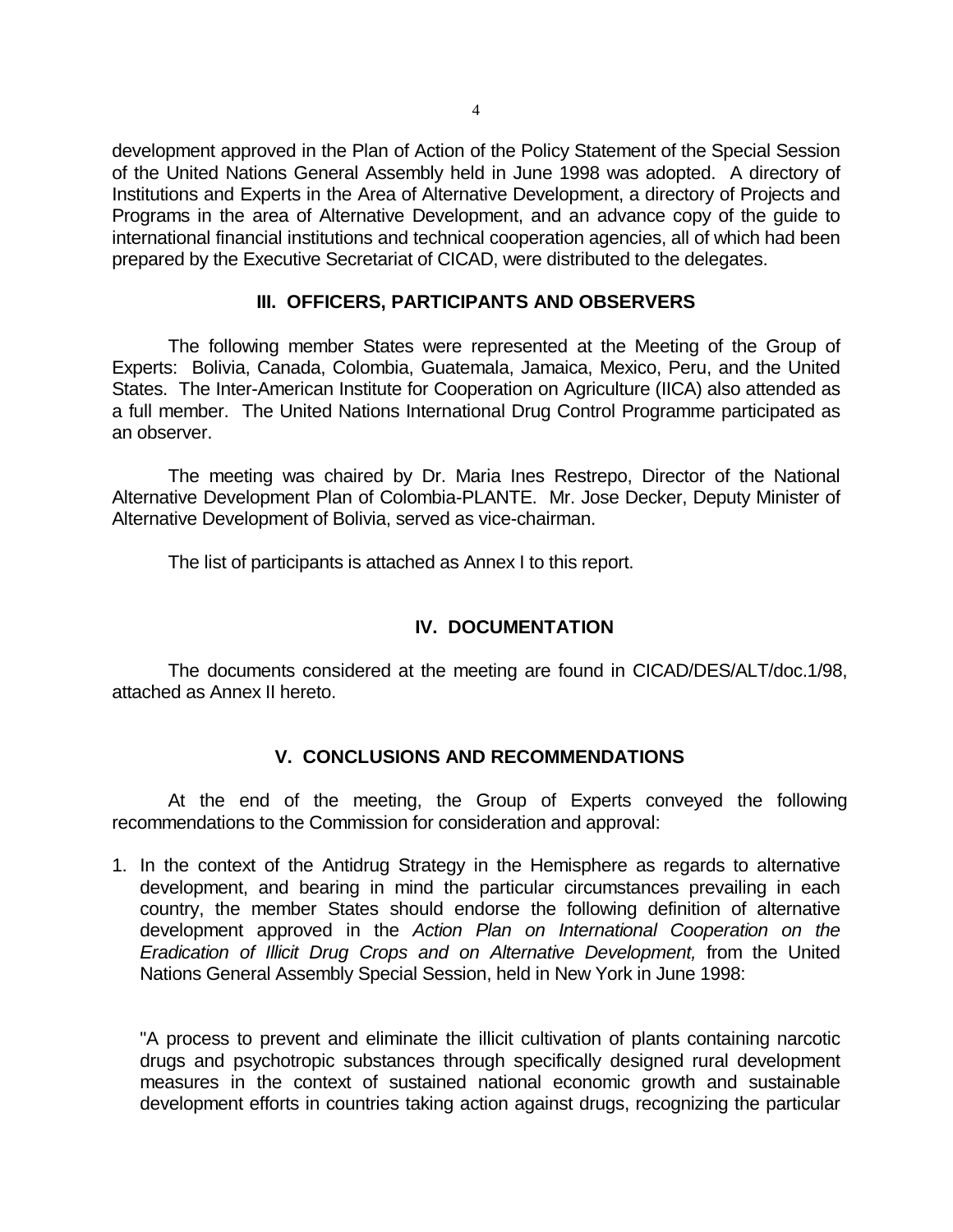development approved in the Plan of Action of the Policy Statement of the Special Session of the United Nations General Assembly held in June 1998 was adopted. A directory of Institutions and Experts in the Area of Alternative Development, a directory of Projects and Programs in the area of Alternative Development, and an advance copy of the guide to international financial institutions and technical cooperation agencies, all of which had been prepared by the Executive Secretariat of CICAD, were distributed to the delegates.

## III. OFFICERS, PARTICIPANTS AND OBSERVERS

The following member States were represented at the Meeting of the Group of Experts: Bolivia, Canada, Colombia, Guatemala, Jamaica, Mexico, Peru, and the United States. The Inter-American Institute for Cooperation on Agriculture (IICA) also attended as a full member. The United Nations International Drug Control Programme participated as an observer.

The meeting was chaired by Dr. Maria Ines Restrepo, Director of the National Alternative Development Plan of Colombia-PLANTE. Mr. Jose Decker, Deputy Minister of Alternative Development of Bolivia, served as vice-chairman.

The list of participants is attached as Annex I to this report.

## IV. DOCUMENTATION

The documents considered at the meeting are found in CICAD/DES/ALT/doc.1/98, attached as Annex II hereto.

## V. CONCLUSIONS AND RECOMMENDATIONS

At the end of the meeting, the Group of Experts conveyed the following recommendations to the Commission for consideration and approval:

1. In the context of the Antidrug Strategy in the Hemisphere as regards to alternative development, and bearing in mind the particular circumstances prevailing in each country, the member States should endorse the following definition of alternative development approved in the *Action Plan on International Cooperation on the Eradication of Illicit Drug Crops and on Alternative Development,* from the United Nations General Assembly Special Session, held in New York in June 1998:

   "A process to prevent and eliminate the illicit cultivation of plants containing narcotic drugs and psychotropic substances through specifically designed rural development measures in the context of sustained national economic growth and sustainable development efforts in countries taking action against drugs, recognizing the particular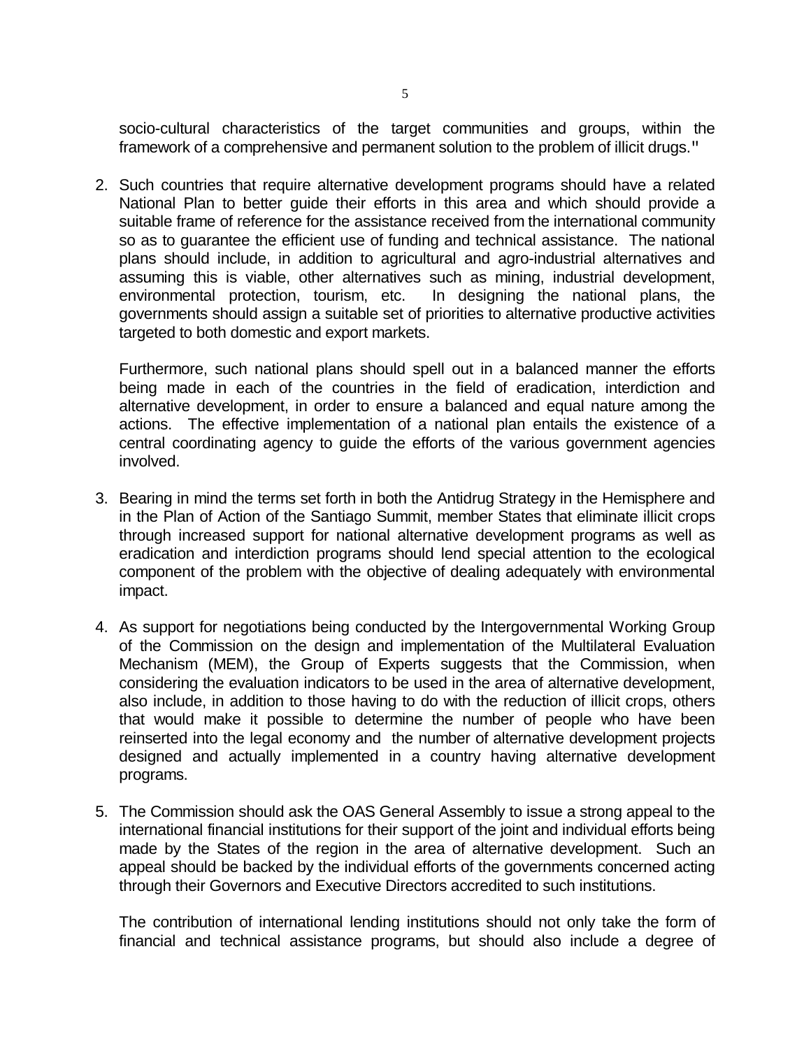socio-cultural characteristics of the target communities and groups, within the framework of a comprehensive and permanent solution to the problem of illicit drugs."

2. Such countries that require alternative development programs should have a related National Plan to better guide their efforts in this area and which should provide a suitable frame of reference for the assistance received from the international community so as to guarantee the efficient use of funding and technical assistance. The national plans should include, in addition to agricultural and agro-industrial alternatives and assuming this is viable, other alternatives such as mining, industrial development, environmental protection, tourism, etc. In designing the national plans, the governments should assign a suitable set of priorities to alternative productive activities targeted to both domestic and export markets.

   Furthermore, such national plans should spell out in a balanced manner the efforts being made in each of the countries in the field of eradication, interdiction and alternative development, in order to ensure a balanced and equal nature among the actions. The effective implementation of a national plan entails the existence of a central coordinating agency to guide the efforts of the various government agencies involved.

3. Bearing in mind the terms set forth in both the Antidrug Strategy in the Hemisphere and in the Plan of Action of the Santiago Summit, member States that eliminate illicit crops through increased support for national alternative development programs as well as eradication and interdiction programs should lend special attention to the ecological component of the problem with the objective of dealing adequately with environmental impact.

4. As support for negotiations being conducted by the Intergovernmental Working Group of the Commission on the design and implementation of the Multilateral Evaluation Mechanism (MEM), the Group of Experts suggests that the Commission, when considering the evaluation indicators to be used in the area of alternative development, also include, in addition to those having to do with the reduction of illicit crops, others that would make it possible to determine the number of people who have been reinserted into the legal economy and the number of alternative development projects designed and actually implemented in a country having alternative development programs.

5. The Commission should ask the OAS General Assembly to issue a strong appeal to the international financial institutions for their support of the joint and individual efforts being made by the States of the region in the area of alternative development. Such an appeal should be backed by the individual efforts of the governments concerned acting through their Governors and Executive Directors accredited to such institutions.

   The contribution of international lending institutions should not only take the form of financial and technical assistance programs, but should also include a degree of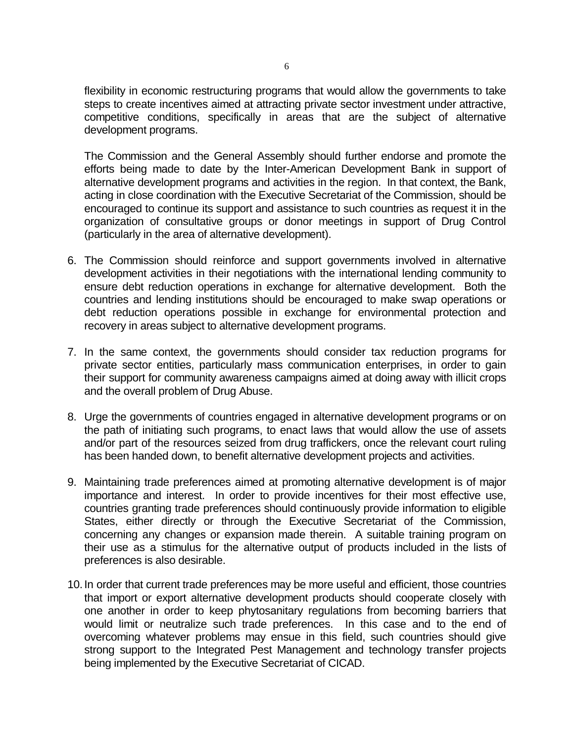flexibility in economic restructuring programs that would allow the governments to take steps to create incentives aimed at attracting private sector investment under attractive, competitive conditions, specifically in areas that are the subject of alternative development programs.

The Commission and the General Assembly should further endorse and promote the efforts being made to date by the Inter-American Development Bank in support of alternative development programs and activities in the region. In that context, the Bank, acting in close coordination with the Executive Secretariat of the Commission, should be encouraged to continue its support and assistance to such countries as request it in the organization of consultative groups or donor meetings in support of Drug Control (particularly in the area of alternative development).

6. The Commission should reinforce and support governments involved in alternative development activities in their negotiations with the international lending community to ensure debt reduction operations in exchange for alternative development. Both the countries and lending institutions should be encouraged to make swap operations or debt reduction operations possible in exchange for environmental protection and recovery in areas subject to alternative development programs.

7. In the same context, the governments should consider tax reduction programs for private sector entities, particularly mass communication enterprises, in order to gain their support for community awareness campaigns aimed at doing away with illicit crops and the overall problem of Drug Abuse.

8. Urge the governments of countries engaged in alternative development programs or on the path of initiating such programs, to enact laws that would allow the use of assets and/or part of the resources seized from drug traffickers, once the relevant court ruling has been handed down, to benefit alternative development projects and activities.

9. Maintaining trade preferences aimed at promoting alternative development is of major importance and interest. In order to provide incentives for their most effective use, countries granting trade preferences should continuously provide information to eligible States, either directly or through the Executive Secretariat of the Commission, concerning any changes or expansion made therein. A suitable training program on their use as a stimulus for the alternative output of products included in the lists of preferences is also desirable.

10. In order that current trade preferences may be more useful and efficient, those countries that import or export alternative development products should cooperate closely with one another in order to keep phytosanitary regulations from becoming barriers that would limit or neutralize such trade preferences. In this case and to the end of overcoming whatever problems may ensue in this field, such countries should give strong support to the Integrated Pest Management and technology transfer projects being implemented by the Executive Secretariat of CICAD.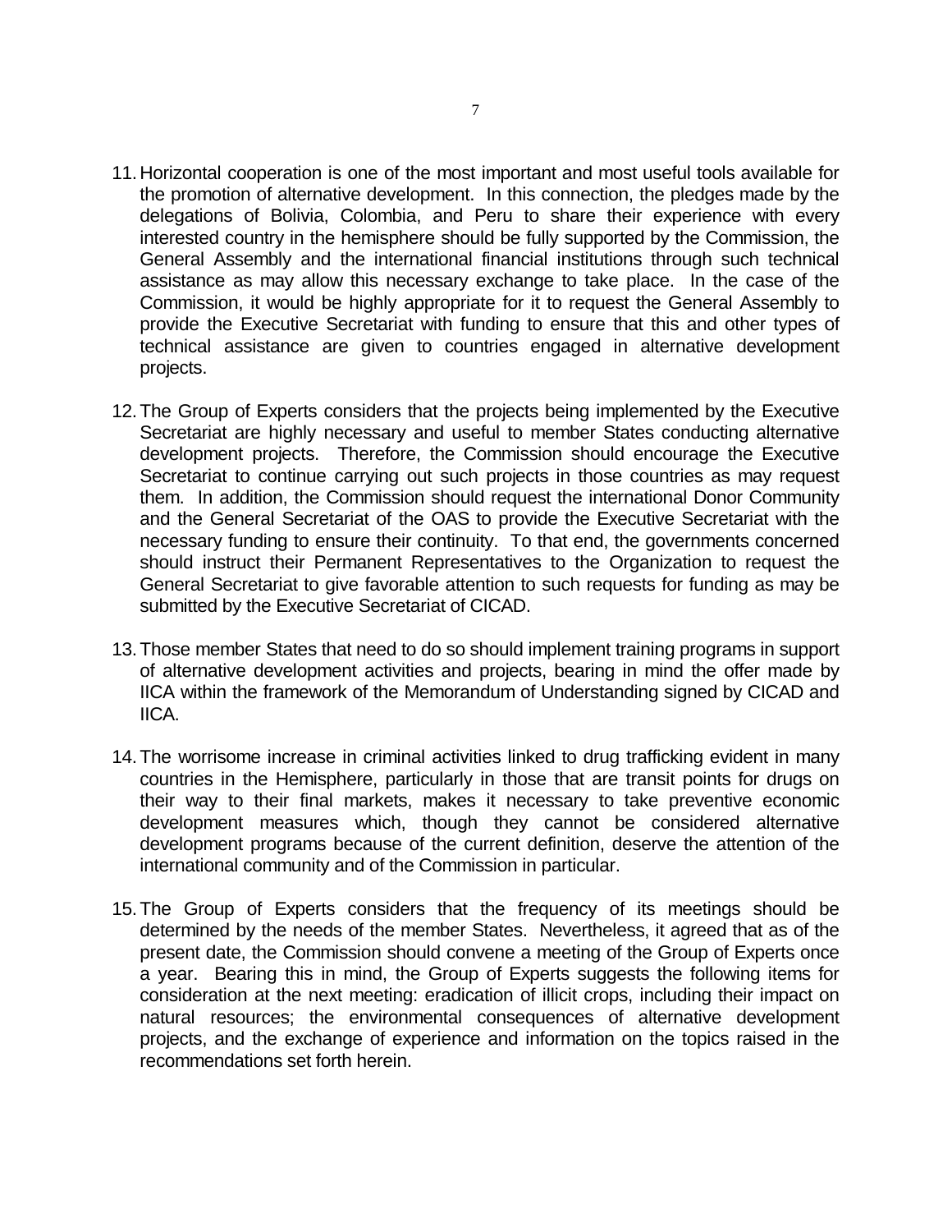11. Horizontal cooperation is one of the most important and most useful tools available for the promotion of alternative development. In this connection, the pledges made by the delegations of Bolivia, Colombia, and Peru to share their experience with every interested country in the hemisphere should be fully supported by the Commission, the General Assembly and the international financial institutions through such technical assistance as may allow this necessary exchange to take place. In the case of the Commission, it would be highly appropriate for it to request the General Assembly to provide the Executive Secretariat with funding to ensure that this and other types of technical assistance are given to countries engaged in alternative development projects.

12. The Group of Experts considers that the projects being implemented by the Executive Secretariat are highly necessary and useful to member States conducting alternative development projects. Therefore, the Commission should encourage the Executive Secretariat to continue carrying out such projects in those countries as may request them. In addition, the Commission should request the international Donor Community and the General Secretariat of the OAS to provide the Executive Secretariat with the necessary funding to ensure their continuity. To that end, the governments concerned should instruct their Permanent Representatives to the Organization to request the General Secretariat to give favorable attention to such requests for funding as may be submitted by the Executive Secretariat of CICAD.

13. Those member States that need to do so should implement training programs in support of alternative development activities and projects, bearing in mind the offer made by IICA within the framework of the Memorandum of Understanding signed by CICAD and IICA.

14. The worrisome increase in criminal activities linked to drug trafficking evident in many countries in the Hemisphere, particularly in those that are transit points for drugs on their way to their final markets, makes it necessary to take preventive economic development measures which, though they cannot be considered alternative development programs because of the current definition, deserve the attention of the international community and of the Commission in particular.

15. The Group of Experts considers that the frequency of its meetings should be determined by the needs of the member States. Nevertheless, it agreed that as of the present date, the Commission should convene a meeting of the Group of Experts once a year. Bearing this in mind, the Group of Experts suggests the following items for consideration at the next meeting: eradication of illicit crops, including their impact on natural resources; the environmental consequences of alternative development projects, and the exchange of experience and information on the topics raised in the recommendations set forth herein.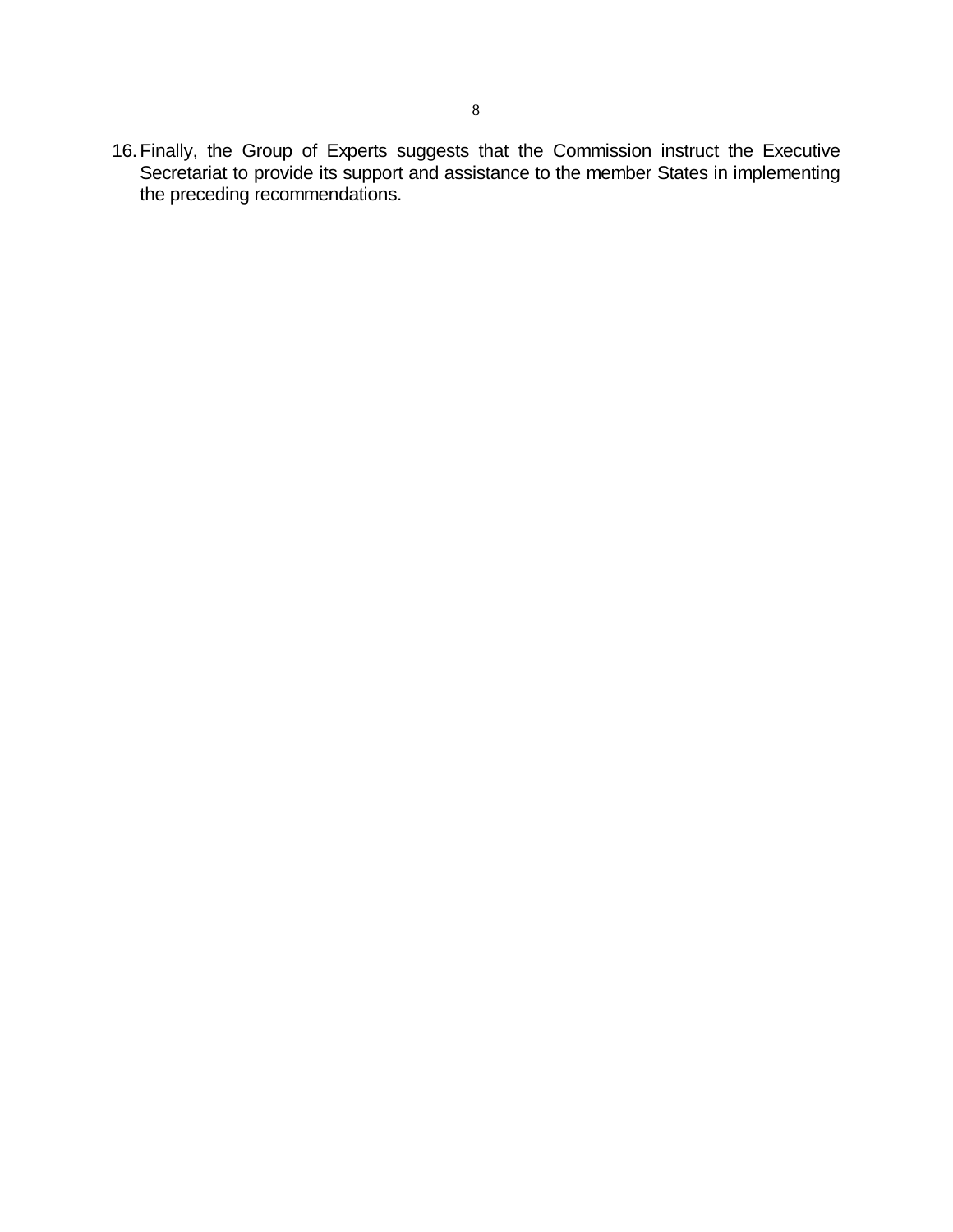16. Finally, the Group of Experts suggests that the Commission instruct the Executive Secretariat to provide its support and assistance to the member States in implementing the preceding recommendations.